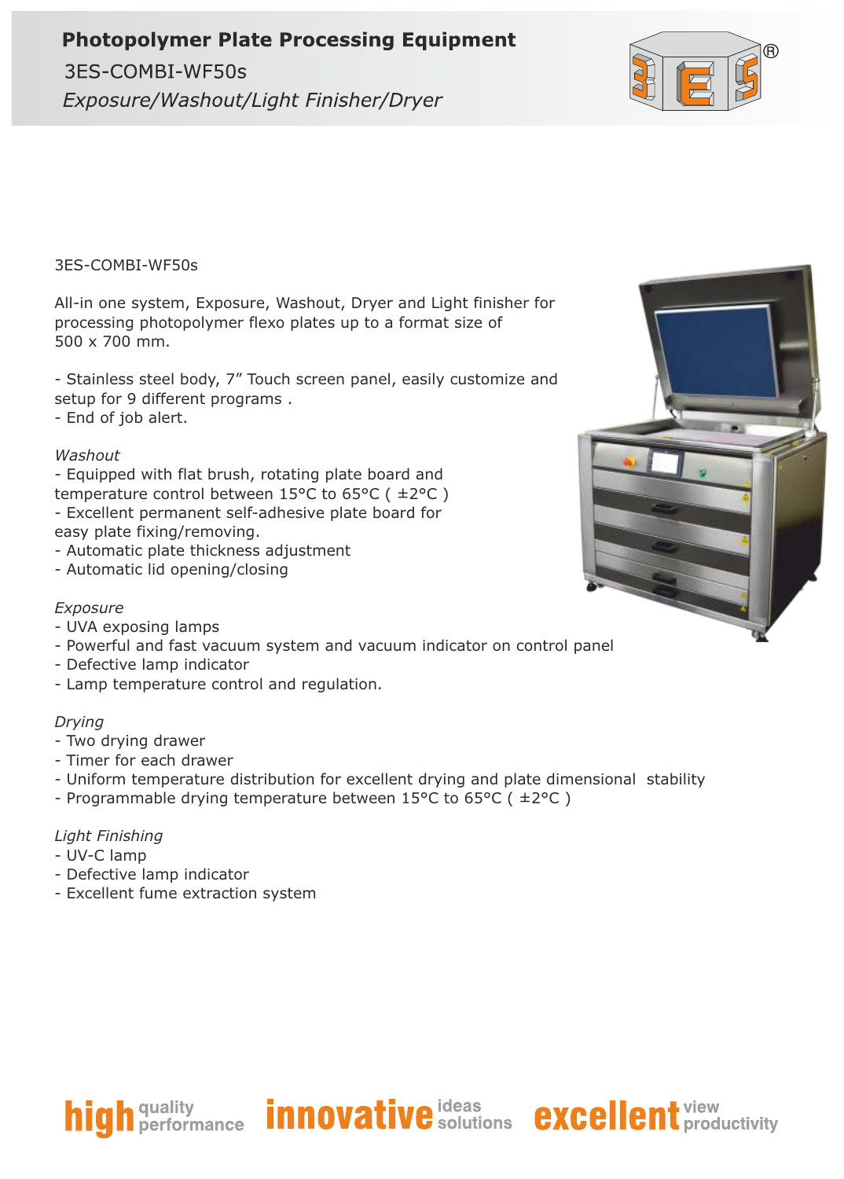# Photopolymer Plate Processing Equipment

## 3ES-COMBI-WF50s

*Exposure/Washout/Light Finisher/Dryer*

3ES-COMBI-WF50s

All-in one system, Exposure, Washout, Dryer and Light finisher for processing photopolymer flexo plates up to a format size of 500 x 700 mm.

- Stainless steel body, 7” Touch screen panel, easily customize and setup for 9 different programs .
- End of job alert.

*Washout*

- Equipped with flat brush, rotating plate board and temperature control between 15°C to 65°C ( ±2°C )
- Excellent permanent self-adhesive plate board for easy plate fixing/removing.
- Automatic plate thickness adjustment
- Automatic lid opening/closing

*Exposure*

- UVA exposing lamps
- Powerful and fast vacuum system and vacuum indicator on control panel
- Defective lamp indicator
- Lamp temperature control and regulation.

*Drying*

- Two drying drawer
- Timer for each drawer
- Uniform temperature distribution for excellent drying and plate dimensional stability
- Programmable drying temperature between 15°C to 65°C ( ±2°C )

*Light Finishing*

- UV-C lamp
- Defective lamp indicator
- Excellent fume extraction system

high quality performance innovative ideas solutions excellent view productivity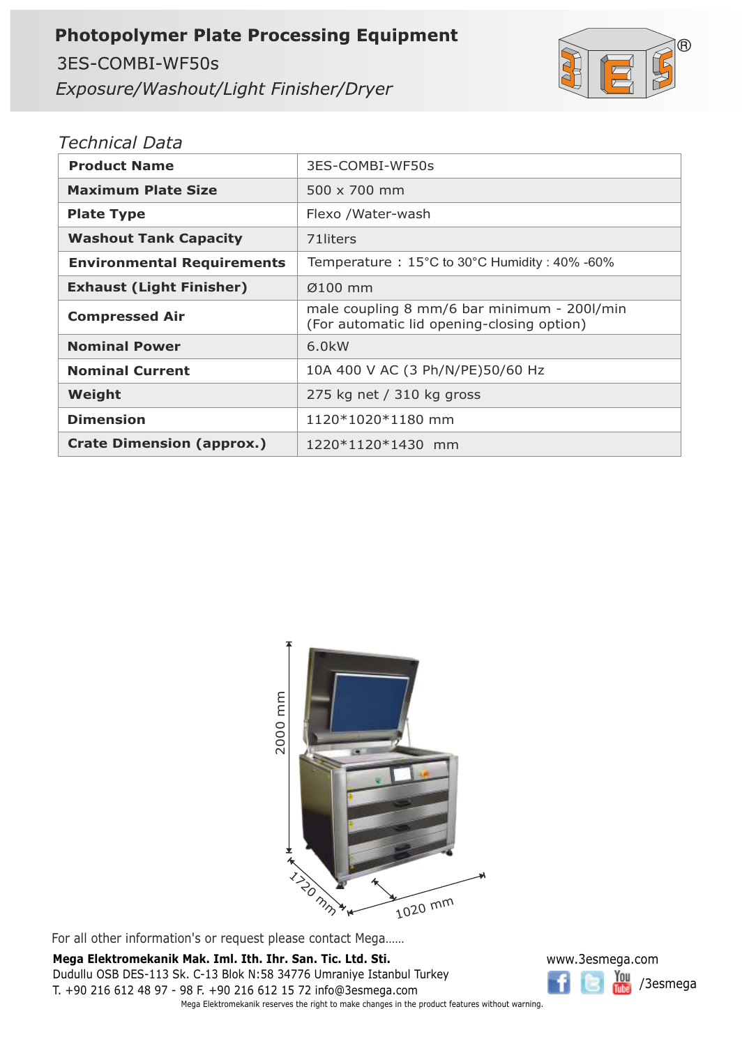# Photopolymer Plate Processing Equipment

3ES-COMBI-WF50s

*Exposure/Washout/Light Finisher/Dryer*

## *Technical Data*

| | |
|---|---|
| **Product Name** | 3ES-COMBI-WF50s |
| **Maximum Plate Size** | 500 x 700 mm |
| **Plate Type** | Flexo /Water-wash |
| **Washout Tank Capacity** | 71liters |
| **Environmental Requirements** | Temperature : 15°C to 30°C Humidity : 40% -60% |
| **Exhaust (Light Finisher)** | Ø100 mm |
| **Compressed Air** | male coupling 8 mm/6 bar minimum - 200l/min (For automatic lid opening-closing option) |
| **Nominal Power** | 6.0kW |
| **Nominal Current** | 10A 400 V AC (3 Ph/N/PE)50/60 Hz |
| **Weight** | 275 kg net / 310 kg gross |
| **Dimension** | 1120*1020*1180 mm |
| **Crate Dimension (approx.)** | 1220*1120*1430 mm |

2000 mm

1720 mm

1020 mm

For all other information's or request please contact Mega......

**Mega Elektromekanik Mak. Iml. Ith. Ihr. San. Tic. Ltd. Sti.**
Dudullu OSB DES-113 Sk. C-13 Blok N:58 34776 Umraniye Istanbul Turkey
T. +90 216 612 48 97 - 98 F. +90 216 612 15 72 info@3esmega.com

Mega Elektromekanik reserves the right to make changes in the product features without warning.

www.3esmega.com

/3esmega